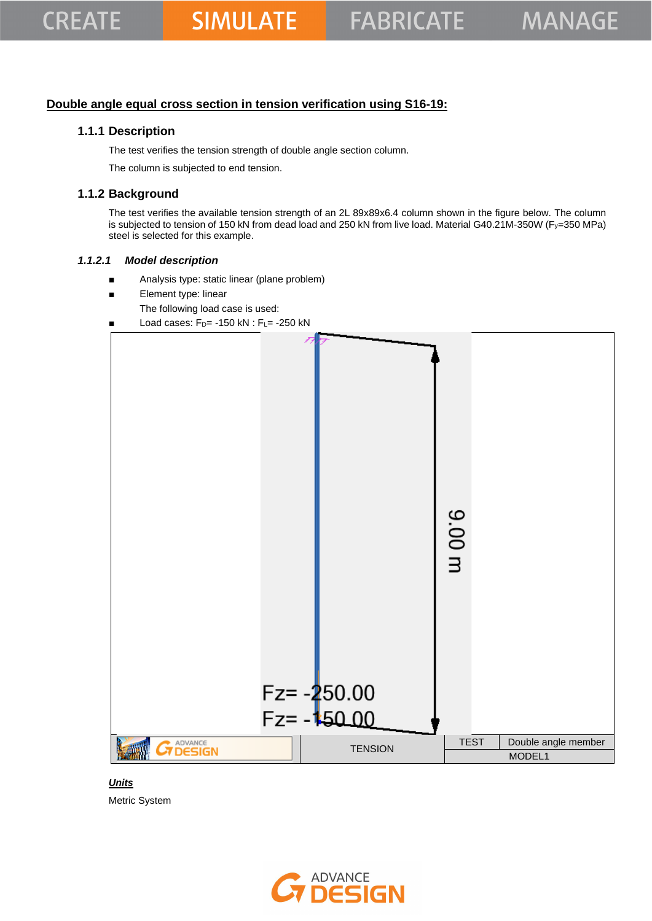## Double angle equal cross section in tension verification using S16-19:

### 1.1.1 Description

The test verifies the tension strength of double angle section column.

The column is subjected to end tension.

### 1.1.2 Background

The test verifies the available tension strength of an 2L 89x89x6.4 column shown in the figure below. The column is subjected to tension of 150 kN from dead load and 250 kN from live load. Material G40.21M-350W ($F_y$=350 MPa) steel is selected for this example.

#### *1.1.2.1 Model description*

- Analysis type: static linear (plane problem)
- Element type: linear

The following load case is used:

- Load cases: $F_D$= -150 kN : $F_L$= -250 kN

Fz= -250.00

Fz= -150.00

9.00 m

| | TENSION | TEST | Double angle member |
|---|---|---|---|
| | | MODEL1 | |

***Units***

Metric System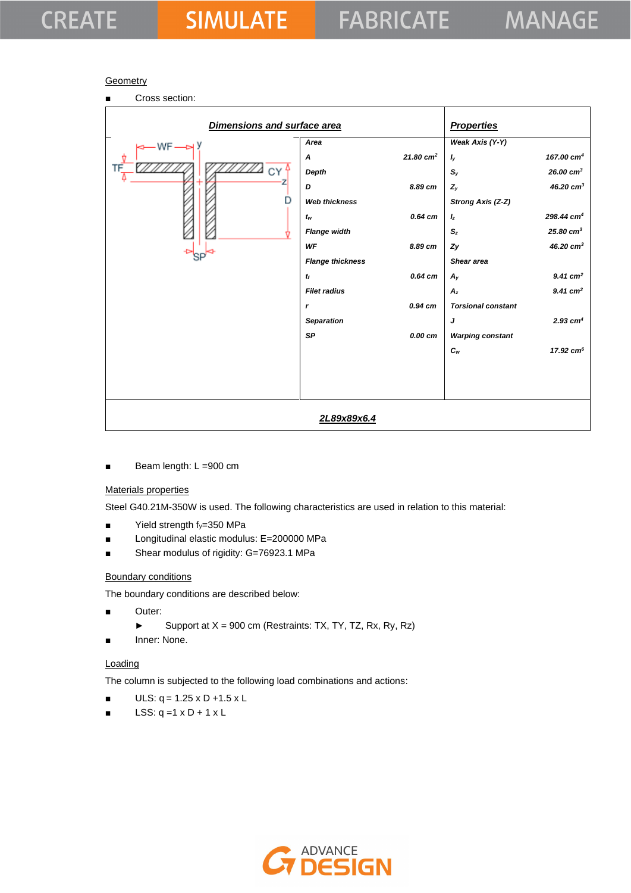Geometry

- Cross section:

| Dimensions and surface area | | Properties | |
|---|---|---|---|
| Area | | Weak Axis (Y-Y) | |
| A | 21.80 cm$^2$ | $I_y$ | 167.00 cm$^4$ |
| Depth | | $S_y$ | 26.00 cm$^3$ |
| D | 8.89 cm | $Z_y$ | 46.20 cm$^3$ |
| Web thickness | | Strong Axis (Z-Z) | |
| $t_w$ | 0.64 cm | $I_z$ | 298.44 cm$^4$ |
| Flange width | | $S_z$ | 25.80 cm$^3$ |
| WF | 8.89 cm | Zy | 46.20 cm$^3$ |
| Flange thickness | | Shear area | |
| $t_f$ | 0.64 cm | $A_y$ | 9.41 cm$^2$ |
| Filet radius | | $A_z$ | 9.41 cm$^2$ |
| r | 0.94 cm | Torsional constant | |
| Separation | | J | 2.93 cm$^4$ |
| SP | 0.00 cm | Warping constant | |
| | | $C_w$ | 17.92 cm$^6$ |

2L89x89x6.4

- Beam length: L =900 cm

Materials properties

Steel G40.21M-350W is used. The following characteristics are used in relation to this material:

- Yield strength $f_y$=350 MPa
- Longitudinal elastic modulus: E=200000 MPa
- Shear modulus of rigidity: G=76923.1 MPa

Boundary conditions

The boundary conditions are described below:

- Outer:
  - Support at X = 900 cm (Restraints: TX, TY, TZ, Rx, Ry, Rz)
- Inner: None.

Loading

The column is subjected to the following load combinations and actions:

- ULS: q = 1.25 x D +1.5 x L
- LSS: q =1 x D + 1 x L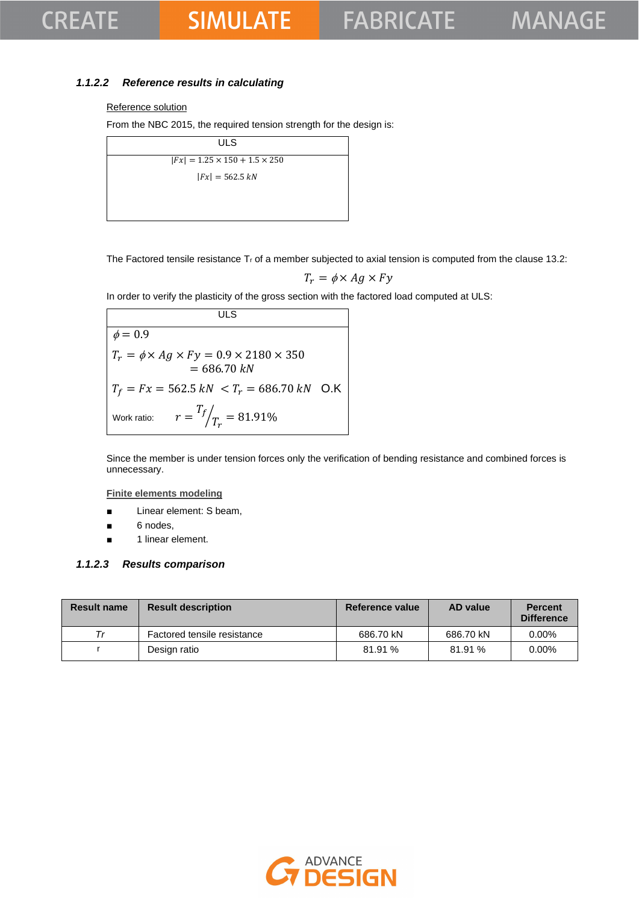### 1.1.2.2 *Reference results in calculating*

<u>Reference solution</u>

From the NBC 2015, the required tension strength for the design is:

| ULS |
|---|
| $\lvert Fx \rvert = 1.25 \times 150 + 1.5 \times 250$ <br> $\lvert Fx \rvert = 562.5\ kN$ |

The Factored tensile resistance $T_r$ of a member subjected to axial tension is computed from the clause 13.2:

$$T_r = \phi \times Ag \times Fy$$

In order to verify the plasticity of the gross section with the factored load computed at ULS:

| ULS |
|---|
| $\phi = 0.9$ <br> $T_r = \phi \times Ag \times Fy = 0.9 \times 2180 \times 350 = 686.70\ kN$ <br> $T_f = Fx = 562.5\ kN < T_r = 686.70\ kN$ O.K <br> Work ratio: $r = T_f / T_r = 81.91\%$ |

Since the member is under tension forces only the verification of bending resistance and combined forces is unnecessary.

<u>Finite elements modeling</u>

- Linear element: S beam,
- 6 nodes,
- 1 linear element.

### 1.1.2.3 *Results comparison*

| Result name | Result description | Reference value | AD value | Percent Difference |
|---|---|---|---|---|
| *Tr* | Factored tensile resistance | 686.70 kN | 686.70 kN | 0.00% |
| r | Design ratio | 81.91 % | 81.91 % | 0.00% |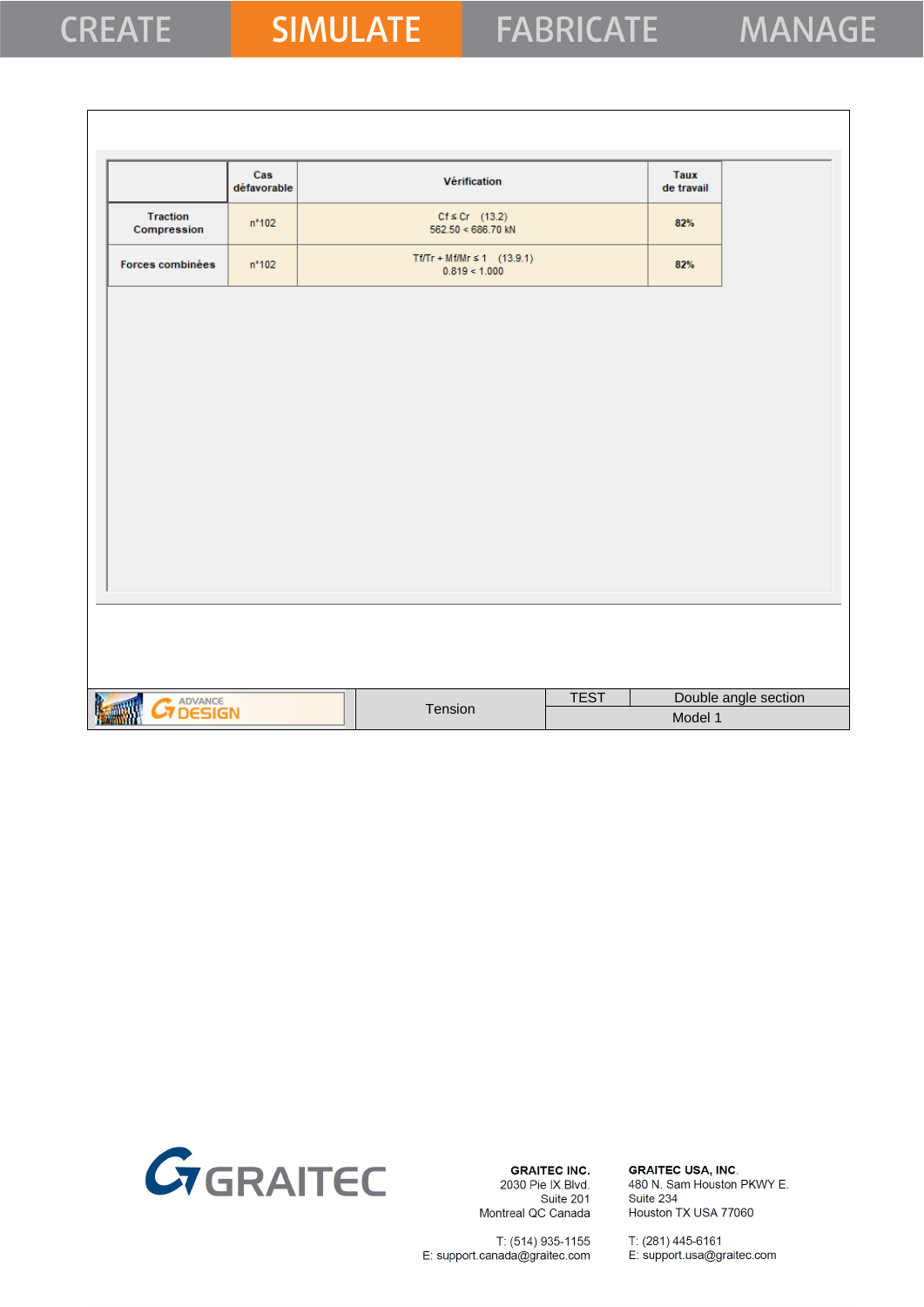| | Cas défavorable | Vérification | Taux de travail |
|---|---|---|---|
| Traction Compression | n°102 | Cf ≤ Cr (13.2)<br>562.50 < 686.70 kN | 82% |
| Forces combinées | n°102 | Tf/Tr + Mf/Mr ≤ 1 (13.9.1)<br>0.819 < 1.000 | 82% |

| | | | |
|---|---|---|---|
| ADVANCE DESIGN | Tension | TEST | Double angle section |
| | | Model 1 | |

**GRAITEC INC.**
2030 Pie IX Blvd.
Suite 201
Montreal QC Canada

T: (514) 935-1155
E: support.canada@graitec.com

**GRAITEC USA, INC.**
480 N. Sam Houston PKWY E.
Suite 234
Houston TX USA 77060

T: (281) 445-6161
E: support.usa@graitec.com